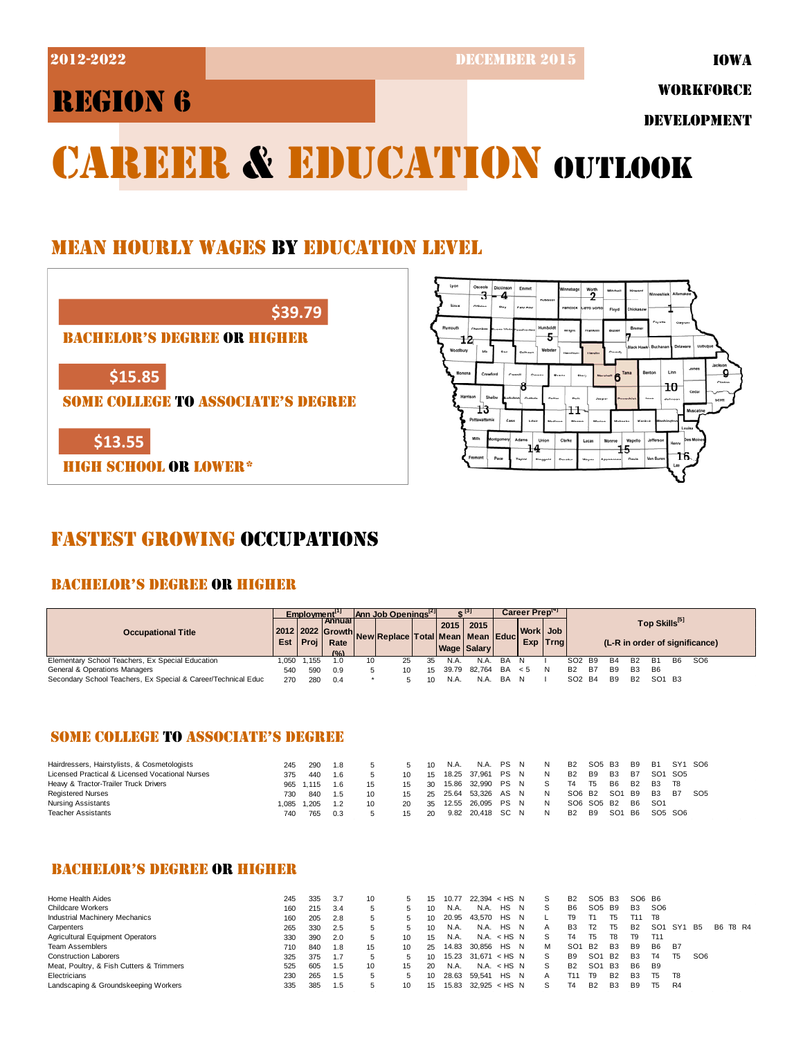2012-2022

DECEMBER 2015

IOWA WORKFORCE DEVELOPMENT

# REGION 6

# CAREER & EDUCATION OUTLOOK

## MEAN HOURLY WAGES BY EDUCATION LEVEL

$39.79
BACHELOR'S DEGREE OR HIGHER

$15.85
SOME COLLEGE TO ASSOCIATE'S DEGREE

$13.55
HIGH SCHOOL OR LOWER*

## FASTEST GROWING OCCUPATIONS

### BACHELOR'S DEGREE OR HIGHER

| Occupational Title | Employment[1] | | | Ann Job Openings[2] | | | $[3] | | Career Prep[4] | | | Top Skills[5] (L-R in order of significance) |
|---|---|---|---|---|---|---|---|---|---|---|---|---|
| | 2012 Est | 2022 Proj | Annual Growth Rate (%) | New | Replace | Total | 2015 Mean Wage | 2015 Mean Salary | Educ | Work Exp | Job Trng | |
| Elementary School Teachers, Ex Special Education | 1,050 | 1,155 | 1.0 | 10 | 25 | 35 | N.A. | N.A. | BA | N | I | SO2 B9 B4 B2 B1 B6 SO6 |
| General & Operations Managers | 540 | 590 | 0.9 | 5 | 10 | 15 | 39.79 | 82,764 | BA | < 5 | N | B2 B7 B9 B3 B6 |
| Secondary School Teachers, Ex Special & Career/Technical Educ | 270 | 280 | 0.4 | * | 5 | 10 | N.A. | N.A. | BA | N | I | SO2 B4 B9 B2 SO1 B3 |

### SOME COLLEGE TO ASSOCIATE'S DEGREE

| Occupational Title | 2012 Est | 2022 Proj | Annual Growth Rate (%) | New | Replace | Total | 2015 Mean Wage | 2015 Mean Salary | Educ | Work Exp | Job Trng | Top Skills |
|---|---|---|---|---|---|---|---|---|---|---|---|---|
| Hairdressers, Hairstylists, & Cosmetologists | 245 | 290 | 1.8 | 5 | 5 | 10 | N.A. | N.A. | PS | N | N | B2 SO5 B3 B9 B1 SY1 SO6 |
| Licensed Practical & Licensed Vocational Nurses | 375 | 440 | 1.6 | 5 | 10 | 15 | 18.25 | 37,961 | PS | N | N | B2 B9 B3 B7 SO1 SO5 |
| Heavy & Tractor-Trailer Truck Drivers | 965 | 1,115 | 1.6 | 15 | 15 | 30 | 15.86 | 32,990 | PS | N | S | T4 T5 B6 B2 B3 T8 |
| Registered Nurses | 730 | 840 | 1.5 | 10 | 15 | 25 | 25.64 | 53,326 | AS | N | N | SO6 B2 SO1 B9 B3 B7 SO5 |
| Nursing Assistants | 1,085 | 1,205 | 1.2 | 10 | 20 | 35 | 12.55 | 26,095 | PS | N | N | SO6 SO5 B2 B6 SO1 |
| Teacher Assistants | 740 | 765 | 0.3 | 5 | 15 | 20 | 9.82 | 20,418 | SC | N | N | B2 B9 SO1 B6 SO5 SO6 |

### BACHELOR'S DEGREE OR HIGHER

| Occupational Title | 2012 Est | 2022 Proj | Annual Growth Rate (%) | New | Replace | Total | 2015 Mean Wage | 2015 Mean Salary | Educ | Work Exp | Job Trng | Top Skills |
|---|---|---|---|---|---|---|---|---|---|---|---|---|
| Home Health Aides | 245 | 335 | 3.7 | 10 | 5 | 15 | 10.77 | 22,394 | < HS | N | S | B2 SO5 B3 SO6 B6 |
| Childcare Workers | 160 | 215 | 3.4 | 5 | 5 | 10 | N.A. | N.A. | HS | N | S | B6 SO5 B9 B3 SO6 |
| Industrial Machinery Mechanics | 160 | 205 | 2.8 | 5 | 5 | 10 | 20.95 | 43,570 | HS | N | L | T9 T1 T5 T11 T8 |
| Carpenters | 265 | 330 | 2.5 | 5 | 5 | 10 | N.A. | N.A. | HS | N | A | B3 T2 T5 B2 SO1 SY1 B5 B6 T8 R4 |
| Agricultural Equipment Operators | 330 | 390 | 2.0 | 5 | 10 | 15 | N.A. | N.A. | < HS | N | S | T4 T5 T8 T9 T11 |
| Team Assemblers | 710 | 840 | 1.8 | 15 | 10 | 25 | 14.83 | 30,856 | HS | N | M | SO1 B2 B3 B9 B6 B7 |
| Construction Laborers | 325 | 375 | 1.7 | 5 | 5 | 10 | 15.23 | 31,671 | < HS | N | S | B9 SO1 B2 B3 T4 T5 SO6 |
| Meat, Poultry, & Fish Cutters & Trimmers | 525 | 605 | 1.5 | 10 | 15 | 20 | N.A. | N.A. | < HS | N | S | B2 SO1 B3 B6 B9 |
| Electricians | 230 | 265 | 1.5 | 5 | 5 | 10 | 28.63 | 59,541 | HS | N | A | T11 T9 B2 B3 T5 T8 |
| Landscaping & Groundskeeping Workers | 335 | 385 | 1.5 | 5 | 10 | 15 | 15.83 | 32,925 | < HS | N | S | T4 B2 B3 B9 T5 R4 |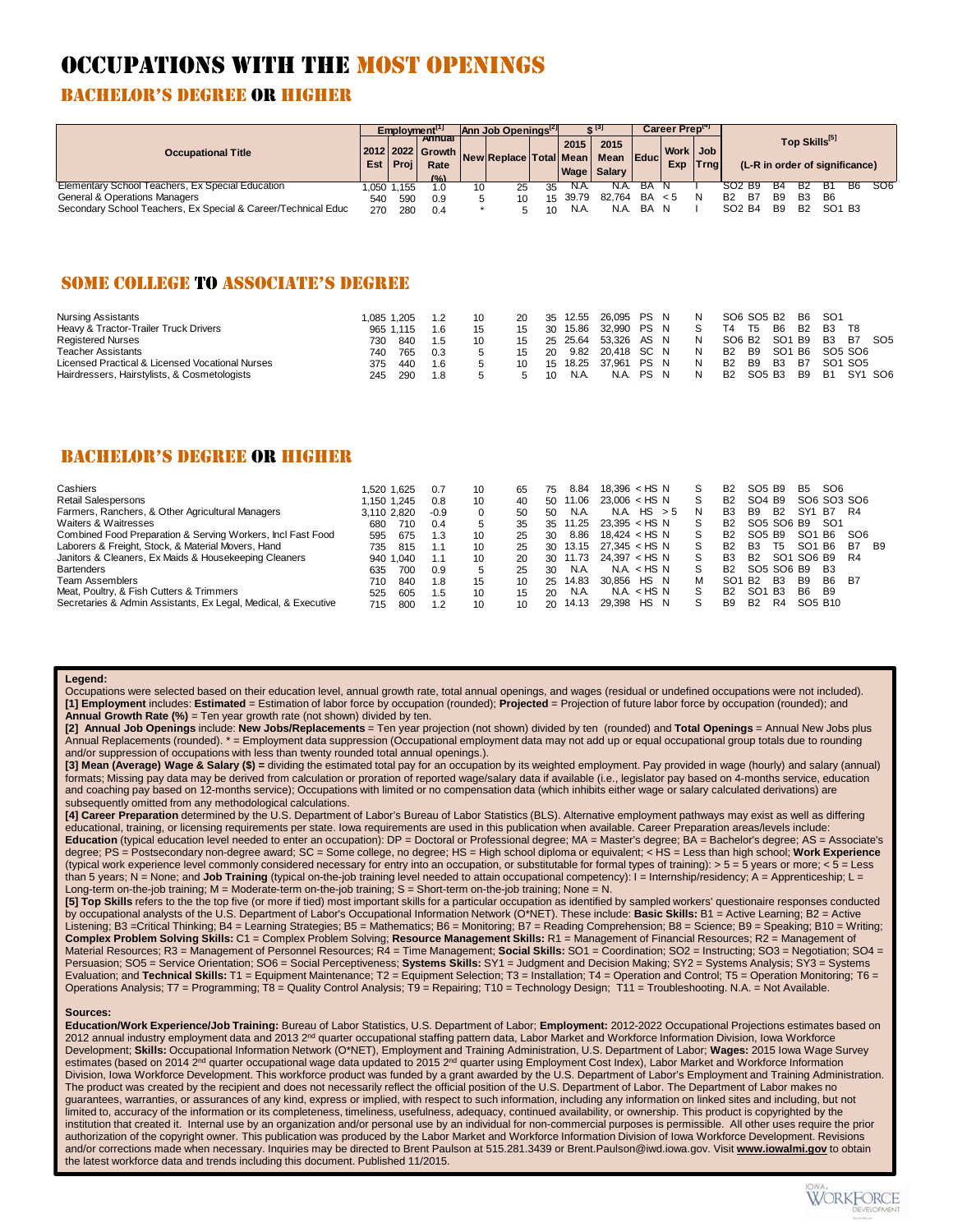# OCCUPATIONS WITH THE MOST OPENINGS

## BACHELOR'S DEGREE OR HIGHER

| Occupational Title | Employment[1] | | | Ann Job Openings[2] | | | $ [3] | | Career Prep[4] | | | Top Skills[5] |
|---|---|---|---|---|---|---|---|---|---|---|---|---|
| | 2012 Est | 2022 Proj | Annual Growth Rate (%) | New | Replace | Total | 2015 Mean Wage | 2015 Mean Salary | Educ | Work Exp | Job Trng | (L-R in order of significance) |
| Elementary School Teachers, Ex Special Education | 1,050 | 1,155 | 1.0 | 10 | 25 | 35 | N.A. | N.A. | BA | N | I | SO2 B9 B4 B2 B1 B6 SO6 |
| General & Operations Managers | 540 | 590 | 0.9 | 5 | 10 | 15 | 39.79 | 82,764 | BA | < 5 | N | B2 B7 B9 B3 B6 |
| Secondary School Teachers, Ex Special & Career/Technical Educ | 270 | 280 | 0.4 | * | 5 | 10 | N.A. | N.A. | BA | N | I | SO2 B4 B9 B2 SO1 B3 |

## SOME COLLEGE TO ASSOCIATE'S DEGREE

| Occupational Title | 2012 Est | 2022 Proj | Annual Growth Rate (%) | New | Replace | Total | 2015 Mean Wage | 2015 Mean Salary | Educ | Work Exp | Job Trng | Top Skills |
|---|---|---|---|---|---|---|---|---|---|---|---|---|
| Nursing Assistants | 1,085 | 1,205 | 1.2 | 10 | 20 | 35 | 12.55 | 26,095 | PS | N | N | SO6 SO5 B2 B6 SO1 |
| Heavy & Tractor-Trailer Truck Drivers | 965 | 1,115 | 1.6 | 15 | 15 | 30 | 15.86 | 32,990 | PS | N | S | T4 T5 B6 B2 B3 T8 |
| Registered Nurses | 730 | 840 | 1.5 | 10 | 15 | 25 | 25.64 | 53,326 | AS | N | N | SO6 B2 SO1 B9 B3 B7 SO5 |
| Teacher Assistants | 740 | 765 | 0.3 | 5 | 15 | 20 | 9.82 | 20,418 | SC | N | N | B2 B9 SO1 B6 SO5 SO6 |
| Licensed Practical & Licensed Vocational Nurses | 375 | 440 | 1.6 | 5 | 10 | 15 | 18.25 | 37,961 | PS | N | N | B2 B9 B3 B7 SO1 SO5 |
| Hairdressers, Hairstylists, & Cosmetologists | 245 | 290 | 1.8 | 5 | 5 | 10 | N.A. | N.A. | PS | N | N | B2 SO5 B3 B9 B1 SY1 SO6 |

## BACHELOR'S DEGREE OR HIGHER

| Occupational Title | 2012 Est | 2022 Proj | Annual Growth Rate (%) | New | Replace | Total | 2015 Mean Wage | 2015 Mean Salary | Educ | Work Exp | Job Trng | Top Skills |
|---|---|---|---|---|---|---|---|---|---|---|---|---|
| Cashiers | 1,520 | 1,625 | 0.7 | 10 | 65 | 75 | 8.84 | 18,396 | < HS | N | S | B2 SO5 B9 B5 SO6 |
| Retail Salespersons | 1,150 | 1,245 | 0.8 | 10 | 40 | 50 | 11.06 | 23,006 | < HS | N | S | B2 SO4 B9 SO6 SO3 SO6 |
| Farmers, Ranchers, & Other Agricultural Managers | 3,110 | 2,820 | -0.9 | 0 | 50 | 50 | N.A. | N.A. | HS | > 5 | N | B3 B9 B2 SY1 B7 R4 |
| Waiters & Waitresses | 680 | 710 | 0.4 | 5 | 35 | 35 | 11.25 | 23,395 | < HS | N | S | B2 SO5 SO6 B9 SO1 |
| Combined Food Preparation & Serving Workers, Incl Fast Food | 595 | 675 | 1.3 | 10 | 25 | 30 | 8.86 | 18,424 | < HS | N | S | B2 SO5 B9 SO1 B6 SO6 |
| Laborers & Freight, Stock, & Material Movers, Hand | 735 | 815 | 1.1 | 10 | 25 | 30 | 13.15 | 27,345 | < HS | N | S | B2 B3 T5 SO1 B6 B7 B9 |
| Janitors & Cleaners, Ex Maids & Housekeeping Cleaners | 940 | 1,040 | 1.1 | 10 | 20 | 30 | 11.73 | 24,397 | < HS | N | S | B3 B2 SO1 SO6 B9 R4 |
| Bartenders | 635 | 700 | 0.9 | 5 | 25 | 30 | N.A. | N.A. | < HS | N | S | B2 SO5 SO6 B9 B3 |
| Team Assemblers | 710 | 840 | 1.8 | 15 | 10 | 25 | 14.83 | 30,856 | HS | N | M | SO1 B2 B3 B9 B6 B7 |
| Meat, Poultry, & Fish Cutters & Trimmers | 525 | 605 | 1.5 | 10 | 15 | 20 | N.A. | N.A. | < HS | N | S | B2 SO1 B3 B6 B9 |
| Secretaries & Admin Assistants, Ex Legal, Medical, & Executive | 715 | 800 | 1.2 | 10 | 10 | 20 | 14.13 | 29,398 | HS | N | S | B9 B2 R4 SO5 B10 |

**Legend:**

Occupations were selected based on their education level, annual growth rate, total annual openings, and wages (residual or undefined occupations were not included).
**[1] Employment** includes: **Estimated** = Estimation of labor force by occupation (rounded); **Projected** = Projection of future labor force by occupation (rounded); and **Annual Growth Rate (%)** = Ten year growth rate (not shown) divided by ten.
**[2] Annual Job Openings** include: **New Jobs/Replacements** = Ten year projection (not shown) divided by ten (rounded) and **Total Openings** = Annual New Jobs plus Annual Replacements (rounded). * = Employment data suppression (Occupational employment data may not add up or equal occupational group totals due to rounding and/or suppression of occupations with less than twenty rounded total annual openings.).
**[3] Mean (Average) Wage & Salary ($) =** dividing the estimated total pay for an occupation by its weighted employment. Pay provided in wage (hourly) and salary (annual) formats; Missing pay data may be derived from calculation or proration of reported wage/salary data if available (i.e., legislator pay based on 4-months service, education and coaching pay based on 12-months service); Occupations with limited or no compensation data (which inhibits either wage or salary calculated derivations) are subsequently omitted from any methodological calculations.
**[4] Career Preparation** determined by the U.S. Department of Labor's Bureau of Labor Statistics (BLS). Alternative employment pathways may exist as well as differing educational, training, or licensing requirements per state. Iowa requirements are used in this publication when available. Career Preparation areas/levels include: **Education** (typical education level needed to enter an occupation): DP = Doctoral or Professional degree; MA = Master's degree; BA = Bachelor's degree; AS = Associate's degree; PS = Postsecondary non-degree award; SC = Some college, no degree; HS = High school diploma or equivalent; < HS = Less than high school; **Work Experience** (typical work experience level commonly considered necessary for entry into an occupation, or substitutable for formal types of training): > 5 = 5 years or more; < 5 = Less than 5 years; N = None; and **Job Training** (typical on-the-job training level needed to attain occupational competency): I = Internship/residency; A = Apprenticeship; L = Long-term on-the-job training; M = Moderate-term on-the-job training; S = Short-term on-the-job training; None = N.
**[5] Top Skills** refers to the the top five (or more if tied) most important skills for a particular occupation as identified by sampled workers' questionnaire responses conducted by occupational analysts of the U.S. Department of Labor's Occupational Information Network (O*NET). These include: **Basic Skills:** B1 = Active Learning; B2 = Active Listening; B3 =Critical Thinking; B4 = Learning Strategies; B5 = Mathematics; B6 = Monitoring; B7 = Reading Comprehension; B8 = Science; B9 = Speaking; B10 = Writing; **Complex Problem Solving Skills:** C1 = Complex Problem Solving; **Resource Management Skills:** R1 = Management of Financial Resources; R2 = Management of Material Resources; R3 = Management of Personnel Resources; R4 = Time Management; **Social Skills:** SO1 = Coordination; SO2 = Instructing; SO3 = Negotiation; SO4 = Persuasion; SO5 = Service Orientation; SO6 = Social Perceptiveness; **Systems Skills:** SY1 = Judgment and Decision Making; SY2 = Systems Analysis; SY3 = Systems Evaluation; and **Technical Skills:** T1 = Equipment Maintenance; T2 = Equipment Selection; T3 = Installation; T4 = Operation and Control; T5 = Operation Monitoring; T6 = Operations Analysis; T7 = Programming; T8 = Quality Control Analysis; T9 = Repairing; T10 = Technology Design; T11 = Troubleshooting. N.A. = Not Available.

**Sources:**

**Education/Work Experience/Job Training:** Bureau of Labor Statistics, U.S. Department of Labor; **Employment:** 2012-2022 Occupational Projections estimates based on 2012 annual industry employment data and 2013 2nd quarter occupational staffing pattern data, Labor Market and Workforce Information Division, Iowa Workforce Development; **Skills:** Occupational Information Network (O*NET), Employment and Training Administration, U.S. Department of Labor; **Wages:** 2015 Iowa Wage Survey estimates (based on 2014 2nd quarter occupational wage data updated to 2015 2nd quarter using Employment Cost Index), Labor Market and Workforce Information Division, Iowa Workforce Development. This workforce product was funded by a grant awarded by the U.S. Department of Labor's Employment and Training Administration. The product was created by the recipient and does not necessarily reflect the official position of the U.S. Department of Labor. The Department of Labor makes no guarantees, warranties, or assurances of any kind, express or implied, with respect to such information, including any information on linked sites and including, but not limited to, accuracy of the information or its completeness, timeliness, usefulness, adequacy, continued availability, or ownership. This product is copyrighted by the institution that created it. Internal use by an organization and/or personal use by an individual for non-commercial purposes is permissible. All other uses require the prior authorization of the copyright owner. This publication was produced by the Labor Market and Workforce Information Division of Iowa Workforce Development. Revisions and/or corrections made when necessary. Inquiries may be directed to Brent Paulson at 515.281.3439 or Brent.Paulson@iwd.iowa.gov. Visit **www.iowalmi.gov** to obtain the latest workforce data and trends including this document. Published 11/2015.

IOWA WORKFORCE DEVELOPMENT